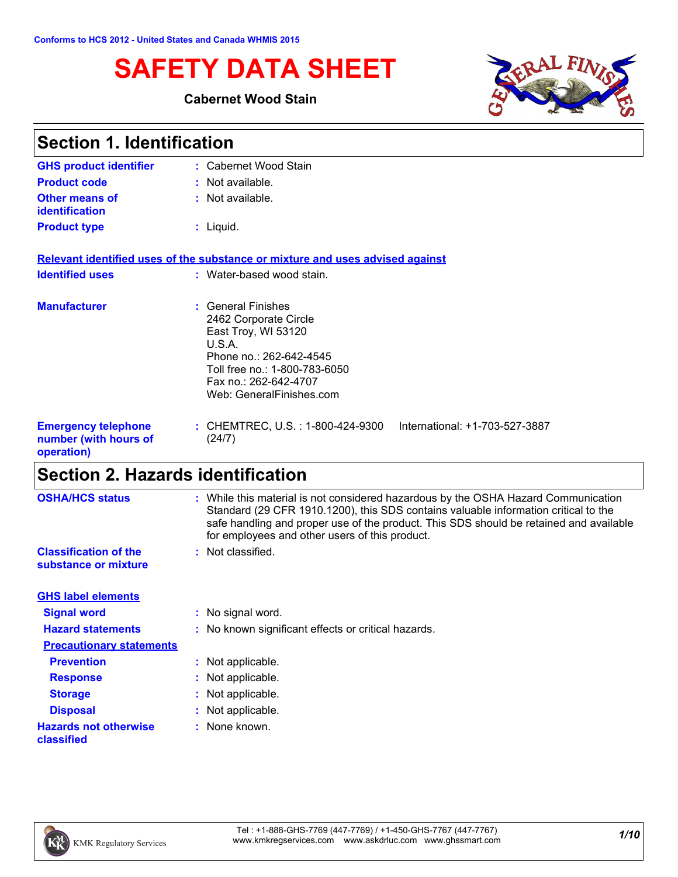Conforms to HCS 2012 - United States and Canada WHMIS 2015

# SAFETY DATA SHEET

**Cabernet Wood Stain**

## Section 1. Identification

**GHS product identifier** : Cabernet Wood Stain

**Product code** : Not available.

**Other means of identification** : Not available.

**Product type** : Liquid.

**Relevant identified uses of the substance or mixture and uses advised against**

**Identified uses** : Water-based wood stain.

**Manufacturer** : General Finishes
2462 Corporate Circle
East Troy, WI 53120
U.S.A.
Phone no.: 262-642-4545
Toll free no.: 1-800-783-6050
Fax no.: 262-642-4707
Web: GeneralFinishes.com

**Emergency telephone number (with hours of operation)** : CHEMTREC, U.S. : 1-800-424-9300 International: +1-703-527-3887 (24/7)

## Section 2. Hazards identification

**OSHA/HCS status** : While this material is not considered hazardous by the OSHA Hazard Communication Standard (29 CFR 1910.1200), this SDS contains valuable information critical to the safe handling and proper use of the product. This SDS should be retained and available for employees and other users of this product.

**Classification of the substance or mixture** : Not classified.

**GHS label elements**

**Signal word** : No signal word.

**Hazard statements** : No known significant effects or critical hazards.

**Precautionary statements**

**Prevention** : Not applicable.

**Response** : Not applicable.

**Storage** : Not applicable.

**Disposal** : Not applicable.

**Hazards not otherwise classified** : None known.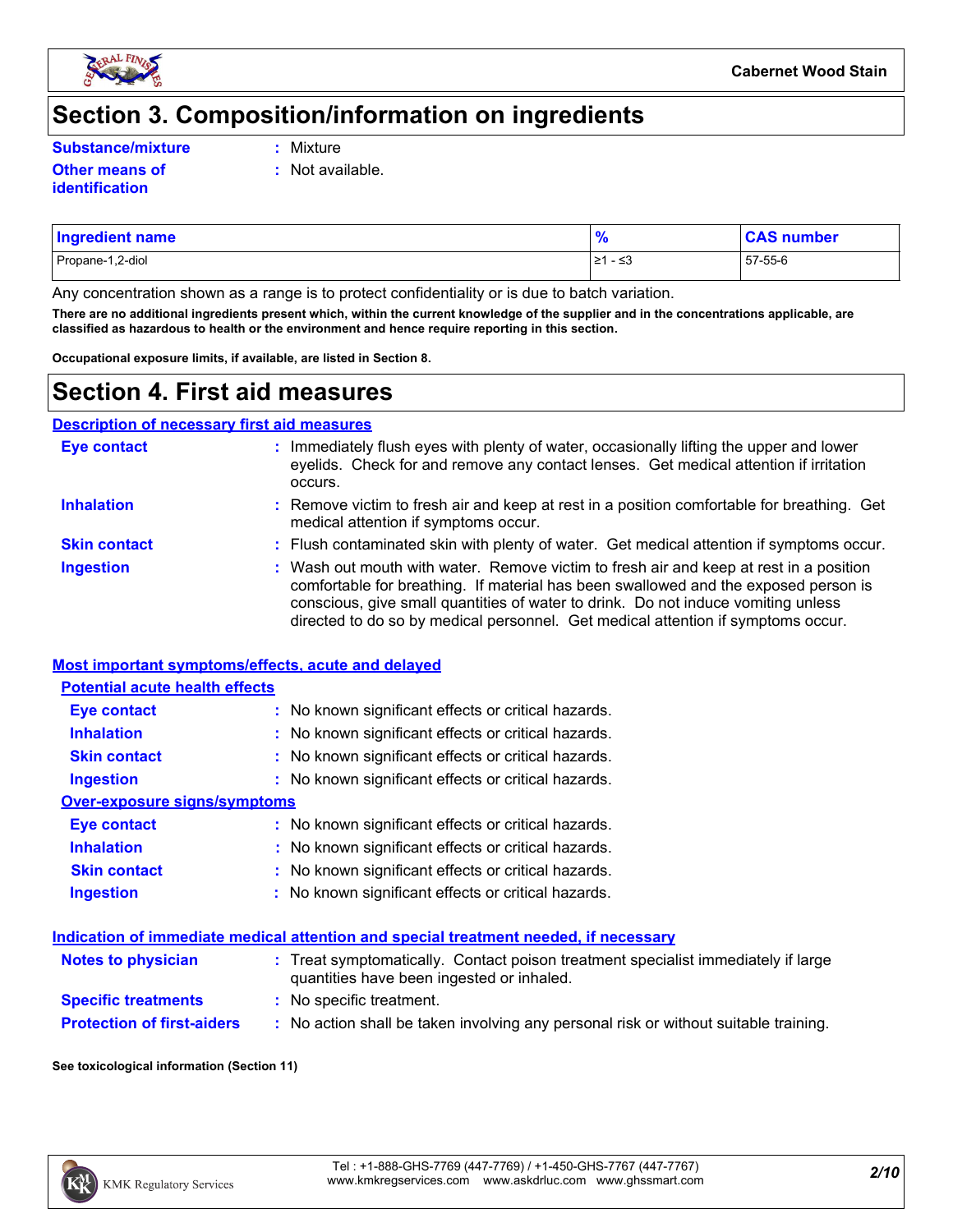# Section 3. Composition/information on ingredients

**Substance/mixture** : Mixture

**Other means of identification** : Not available.

| Ingredient name | % | CAS number |
|---|---|---|
| Propane-1,2-diol | ≥1 - ≤3 | 57-55-6 |

Any concentration shown as a range is to protect confidentiality or is due to batch variation.

**There are no additional ingredients present which, within the current knowledge of the supplier and in the concentrations applicable, are classified as hazardous to health or the environment and hence require reporting in this section.**

**Occupational exposure limits, if available, are listed in Section 8.**

# Section 4. First aid measures

## Description of necessary first aid measures

**Eye contact** : Immediately flush eyes with plenty of water, occasionally lifting the upper and lower eyelids. Check for and remove any contact lenses. Get medical attention if irritation occurs.

**Inhalation** : Remove victim to fresh air and keep at rest in a position comfortable for breathing. Get medical attention if symptoms occur.

**Skin contact** : Flush contaminated skin with plenty of water. Get medical attention if symptoms occur.

**Ingestion** : Wash out mouth with water. Remove victim to fresh air and keep at rest in a position comfortable for breathing. If material has been swallowed and the exposed person is conscious, give small quantities of water to drink. Do not induce vomiting unless directed to do so by medical personnel. Get medical attention if symptoms occur.

## Most important symptoms/effects, acute and delayed

### Potential acute health effects

**Eye contact** : No known significant effects or critical hazards.

**Inhalation** : No known significant effects or critical hazards.

**Skin contact** : No known significant effects or critical hazards.

**Ingestion** : No known significant effects or critical hazards.

### Over-exposure signs/symptoms

**Eye contact** : No known significant effects or critical hazards.

**Inhalation** : No known significant effects or critical hazards.

**Skin contact** : No known significant effects or critical hazards.

**Ingestion** : No known significant effects or critical hazards.

## Indication of immediate medical attention and special treatment needed, if necessary

**Notes to physician** : Treat symptomatically. Contact poison treatment specialist immediately if large quantities have been ingested or inhaled.

**Specific treatments** : No specific treatment.

**Protection of first-aiders** : No action shall be taken involving any personal risk or without suitable training.

**See toxicological information (Section 11)**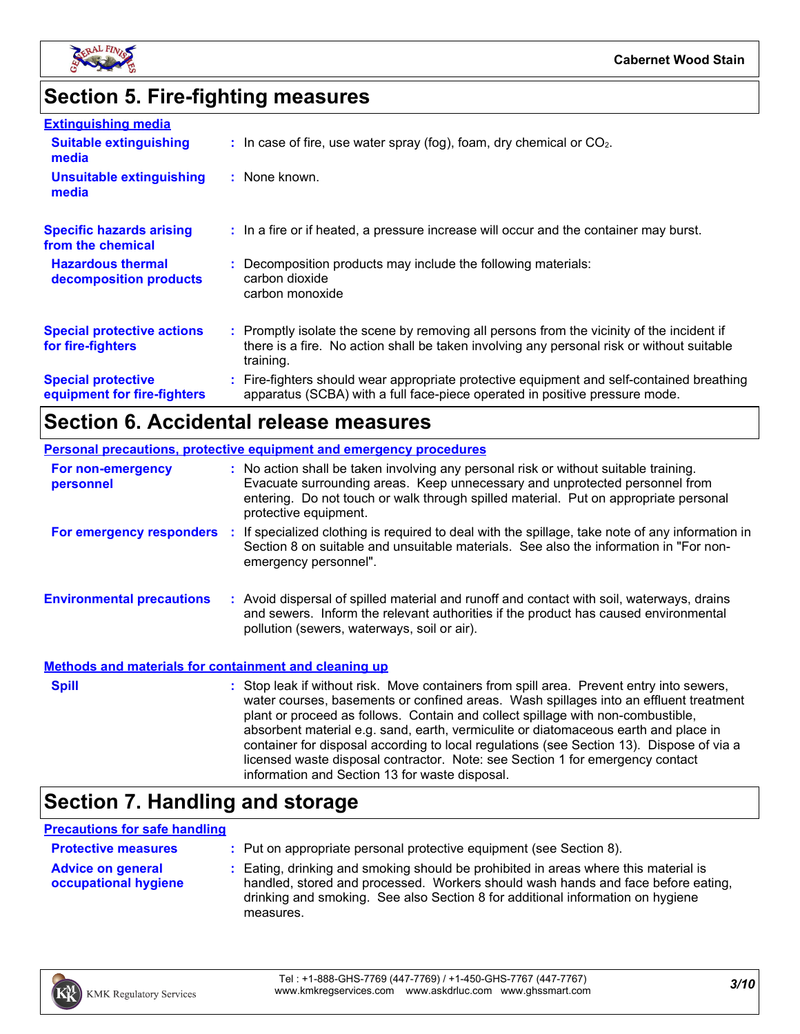## Section 5. Fire-fighting measures

### Extinguishing media

**Suitable extinguishing media** : In case of fire, use water spray (fog), foam, dry chemical or $CO_2$.

**Unsuitable extinguishing media** : None known.

**Specific hazards arising from the chemical** : In a fire or if heated, a pressure increase will occur and the container may burst.

**Hazardous thermal decomposition products** : Decomposition products may include the following materials:
carbon dioxide
carbon monoxide

**Special protective actions for fire-fighters** : Promptly isolate the scene by removing all persons from the vicinity of the incident if there is a fire. No action shall be taken involving any personal risk or without suitable training.

**Special protective equipment for fire-fighters** : Fire-fighters should wear appropriate protective equipment and self-contained breathing apparatus (SCBA) with a full face-piece operated in positive pressure mode.

## Section 6. Accidental release measures

### Personal precautions, protective equipment and emergency procedures

**For non-emergency personnel** : No action shall be taken involving any personal risk or without suitable training. Evacuate surrounding areas. Keep unnecessary and unprotected personnel from entering. Do not touch or walk through spilled material. Put on appropriate personal protective equipment.

**For emergency responders** : If specialized clothing is required to deal with the spillage, take note of any information in Section 8 on suitable and unsuitable materials. See also the information in "For non-emergency personnel".

**Environmental precautions** : Avoid dispersal of spilled material and runoff and contact with soil, waterways, drains and sewers. Inform the relevant authorities if the product has caused environmental pollution (sewers, waterways, soil or air).

### Methods and materials for containment and cleaning up

**Spill** : Stop leak if without risk. Move containers from spill area. Prevent entry into sewers, water courses, basements or confined areas. Wash spillages into an effluent treatment plant or proceed as follows. Contain and collect spillage with non-combustible, absorbent material e.g. sand, earth, vermiculite or diatomaceous earth and place in container for disposal according to local regulations (see Section 13). Dispose of via a licensed waste disposal contractor. Note: see Section 1 for emergency contact information and Section 13 for waste disposal.

## Section 7. Handling and storage

### Precautions for safe handling

**Protective measures** : Put on appropriate personal protective equipment (see Section 8).

**Advice on general occupational hygiene** : Eating, drinking and smoking should be prohibited in areas where this material is handled, stored and processed. Workers should wash hands and face before eating, drinking and smoking. See also Section 8 for additional information on hygiene measures.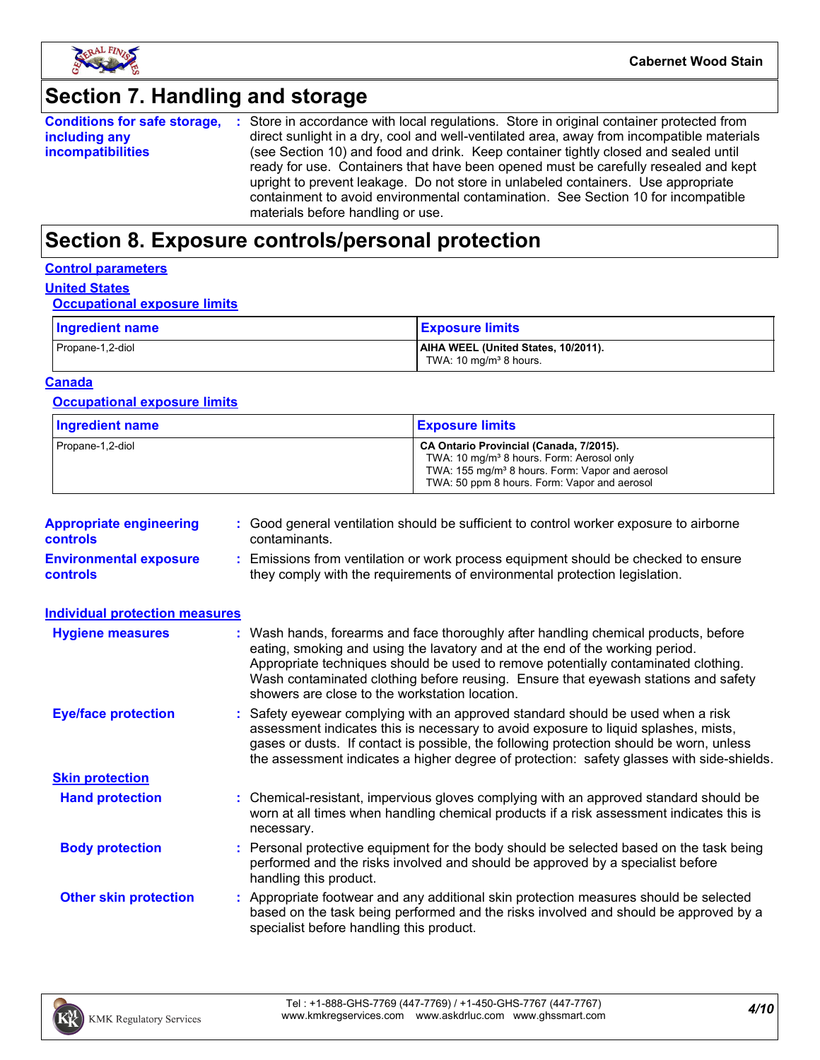## Section 7. Handling and storage

**Conditions for safe storage, including any incompatibilities** : Store in accordance with local regulations. Store in original container protected from direct sunlight in a dry, cool and well-ventilated area, away from incompatible materials (see Section 10) and food and drink. Keep container tightly closed and sealed until ready for use. Containers that have been opened must be carefully resealed and kept upright to prevent leakage. Do not store in unlabeled containers. Use appropriate containment to avoid environmental contamination. See Section 10 for incompatible materials before handling or use.

## Section 8. Exposure controls/personal protection

### Control parameters

#### United States

**Occupational exposure limits**

| Ingredient name | Exposure limits |
| --- | --- |
| Propane-1,2-diol | **AIHA WEEL (United States, 10/2011).**<br>TWA: 10 mg/m³ 8 hours. |

#### Canada

**Occupational exposure limits**

| Ingredient name | Exposure limits |
| --- | --- |
| Propane-1,2-diol | **CA Ontario Provincial (Canada, 7/2015).**<br>TWA: 10 mg/m³ 8 hours. Form: Aerosol only<br>TWA: 155 mg/m³ 8 hours. Form: Vapor and aerosol<br>TWA: 50 ppm 8 hours. Form: Vapor and aerosol |

**Appropriate engineering controls** : Good general ventilation should be sufficient to control worker exposure to airborne contaminants.

**Environmental exposure controls** : Emissions from ventilation or work process equipment should be checked to ensure they comply with the requirements of environmental protection legislation.

### Individual protection measures

**Hygiene measures** : Wash hands, forearms and face thoroughly after handling chemical products, before eating, smoking and using the lavatory and at the end of the working period. Appropriate techniques should be used to remove potentially contaminated clothing. Wash contaminated clothing before reusing. Ensure that eyewash stations and safety showers are close to the workstation location.

**Eye/face protection** : Safety eyewear complying with an approved standard should be used when a risk assessment indicates this is necessary to avoid exposure to liquid splashes, mists, gases or dusts. If contact is possible, the following protection should be worn, unless the assessment indicates a higher degree of protection: safety glasses with side-shields.

**Skin protection**

**Hand protection** : Chemical-resistant, impervious gloves complying with an approved standard should be worn at all times when handling chemical products if a risk assessment indicates this is necessary.

**Body protection** : Personal protective equipment for the body should be selected based on the task being performed and the risks involved and should be approved by a specialist before handling this product.

**Other skin protection** : Appropriate footwear and any additional skin protection measures should be selected based on the task being performed and the risks involved and should be approved by a specialist before handling this product.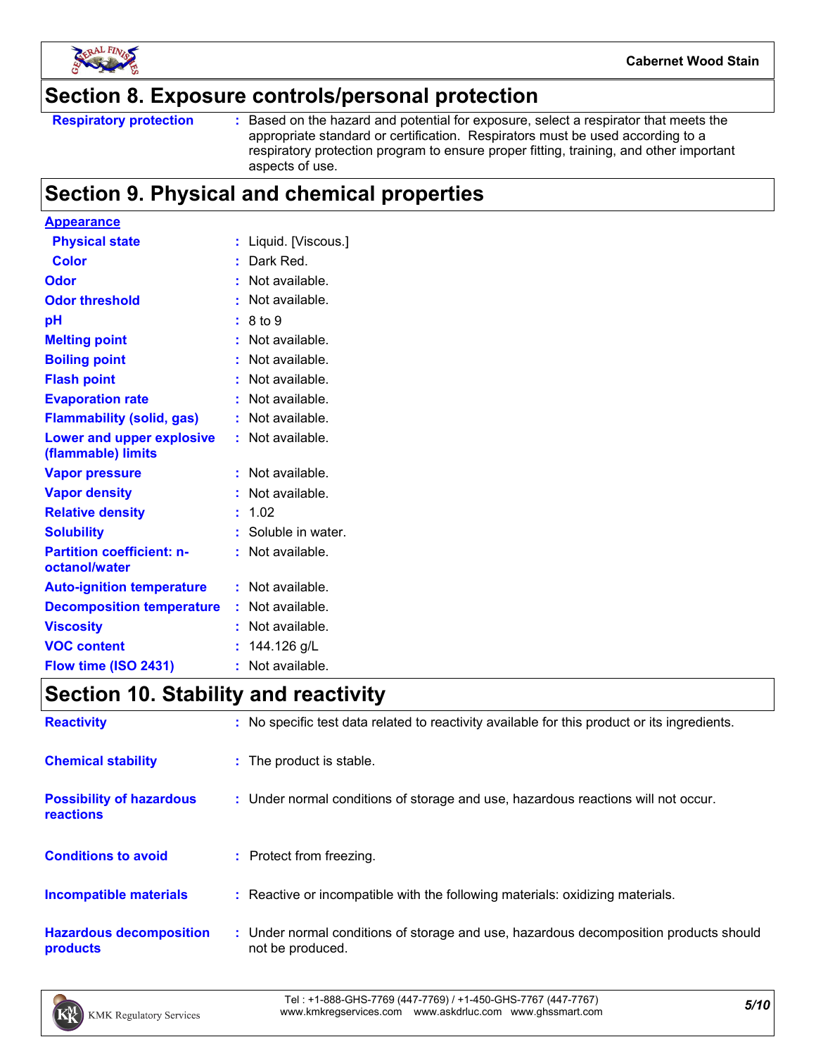## Section 8. Exposure controls/personal protection

| | |
|---|---|
| **Respiratory protection** | Based on the hazard and potential for exposure, select a respirator that meets the appropriate standard or certification. Respirators must be used according to a respiratory protection program to ensure proper fitting, training, and other important aspects of use. |

## Section 9. Physical and chemical properties

| | |
|---|---|
| **Appearance** | |
| **Physical state** | Liquid. [Viscous.] |
| **Color** | Dark Red. |
| **Odor** | Not available. |
| **Odor threshold** | Not available. |
| **pH** | 8 to 9 |
| **Melting point** | Not available. |
| **Boiling point** | Not available. |
| **Flash point** | Not available. |
| **Evaporation rate** | Not available. |
| **Flammability (solid, gas)** | Not available. |
| **Lower and upper explosive (flammable) limits** | Not available. |
| **Vapor pressure** | Not available. |
| **Vapor density** | Not available. |
| **Relative density** | 1.02 |
| **Solubility** | Soluble in water. |
| **Partition coefficient: n-octanol/water** | Not available. |
| **Auto-ignition temperature** | Not available. |
| **Decomposition temperature** | Not available. |
| **Viscosity** | Not available. |
| **VOC content** | 144.126 g/L |
| **Flow time (ISO 2431)** | Not available. |

## Section 10. Stability and reactivity

| | |
|---|---|
| **Reactivity** | No specific test data related to reactivity available for this product or its ingredients. |
| **Chemical stability** | The product is stable. |
| **Possibility of hazardous reactions** | Under normal conditions of storage and use, hazardous reactions will not occur. |
| **Conditions to avoid** | Protect from freezing. |
| **Incompatible materials** | Reactive or incompatible with the following materials: oxidizing materials. |
| **Hazardous decomposition products** | Under normal conditions of storage and use, hazardous decomposition products should not be produced. |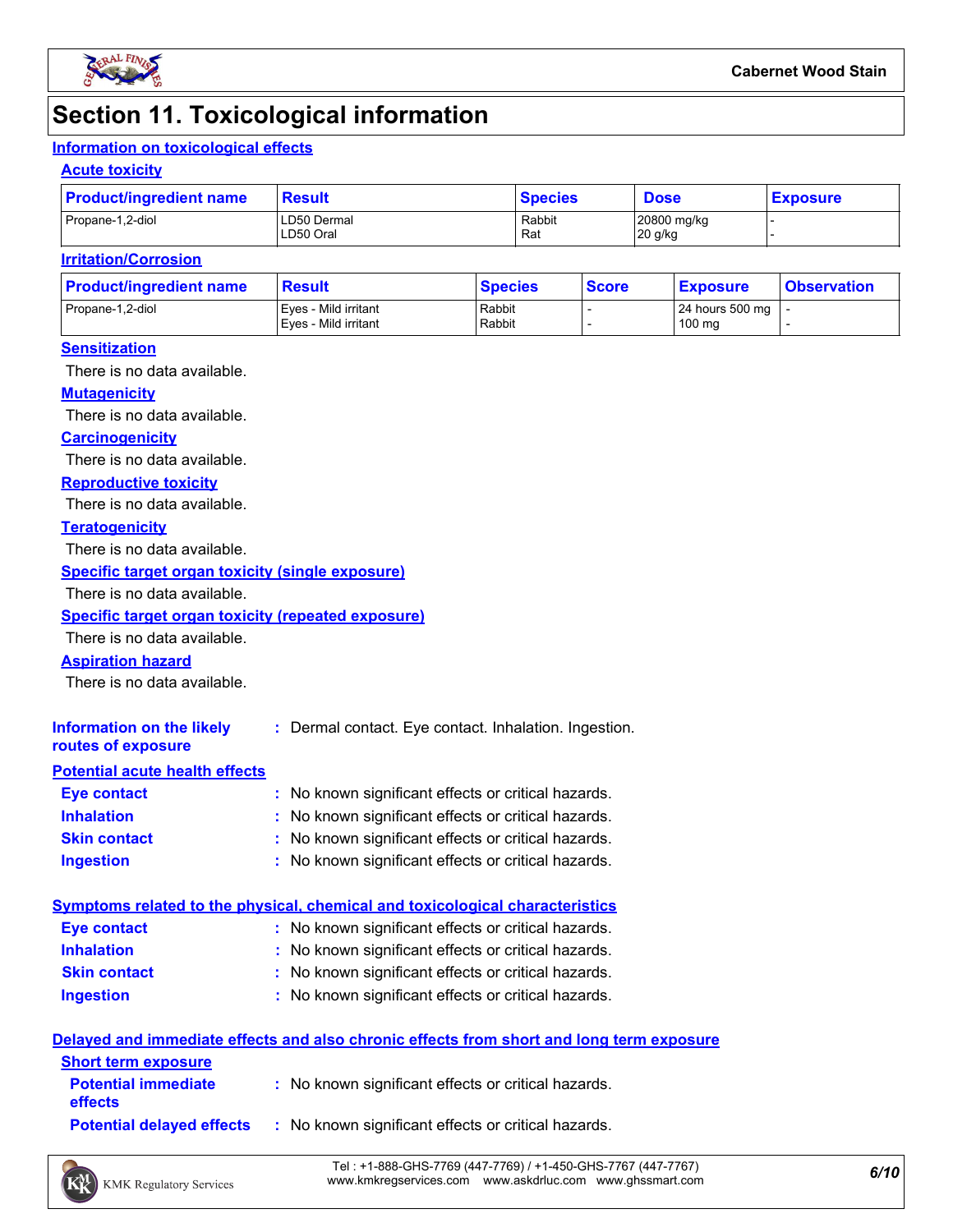# Section 11. Toxicological information

## Information on toxicological effects

### Acute toxicity

| Product/ingredient name | Result | Species | Dose | Exposure |
|---|---|---|---|---|
| Propane-1,2-diol | LD50 Dermal<br>LD50 Oral | Rabbit<br>Rat | 20800 mg/kg<br>20 g/kg | -<br>- |

### Irritation/Corrosion

| Product/ingredient name | Result | Species | Score | Exposure | Observation |
|---|---|---|---|---|---|
| Propane-1,2-diol | Eyes - Mild irritant<br>Eyes - Mild irritant | Rabbit<br>Rabbit | -<br>- | 24 hours 500 mg<br>100 mg | -<br>- |

### Sensitization

There is no data available.

### Mutagenicity

There is no data available.

### Carcinogenicity

There is no data available.

### Reproductive toxicity

There is no data available.

### Teratogenicity

There is no data available.

### Specific target organ toxicity (single exposure)

There is no data available.

### Specific target organ toxicity (repeated exposure)

There is no data available.

### Aspiration hazard

There is no data available.

**Information on the likely routes of exposure** : Dermal contact. Eye contact. Inhalation. Ingestion.

## Potential acute health effects

**Eye contact** : No known significant effects or critical hazards.

**Inhalation** : No known significant effects or critical hazards.

**Skin contact** : No known significant effects or critical hazards.

**Ingestion** : No known significant effects or critical hazards.

## Symptoms related to the physical, chemical and toxicological characteristics

**Eye contact** : No known significant effects or critical hazards.

**Inhalation** : No known significant effects or critical hazards.

**Skin contact** : No known significant effects or critical hazards.

**Ingestion** : No known significant effects or critical hazards.

## Delayed and immediate effects and also chronic effects from short and long term exposure

### Short term exposure

**Potential immediate effects** : No known significant effects or critical hazards.

**Potential delayed effects** : No known significant effects or critical hazards.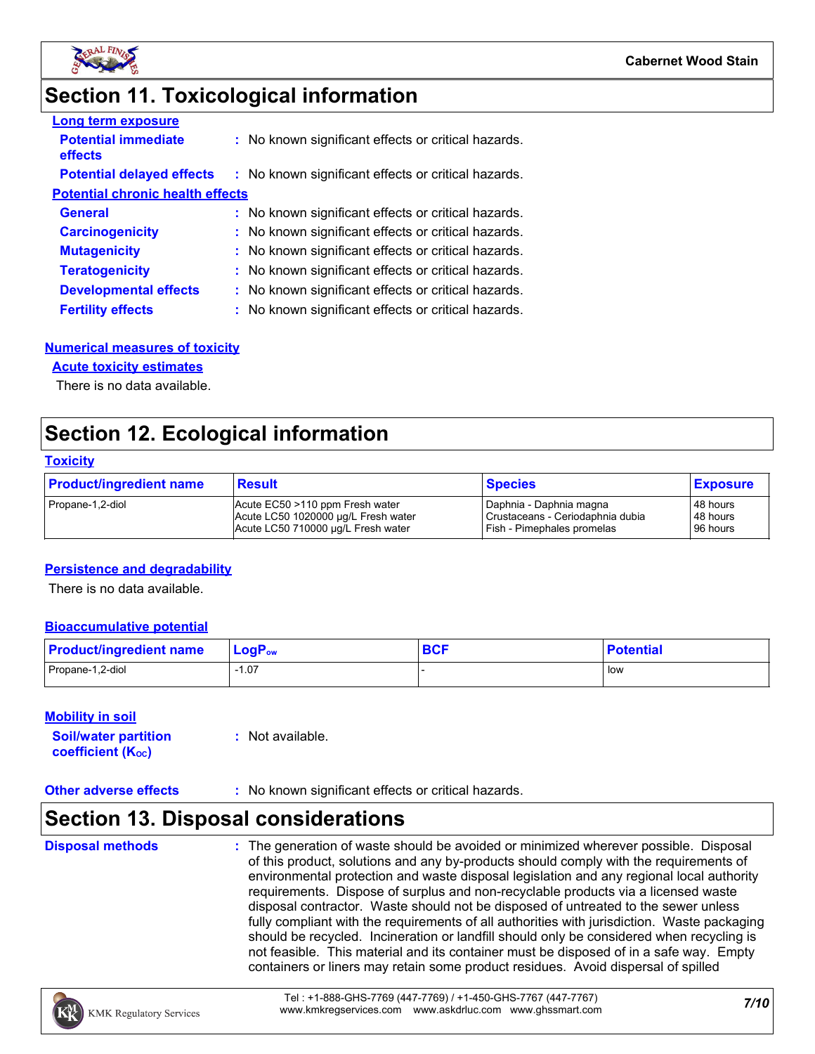# Section 11. Toxicological information

**Long term exposure**

**Potential immediate effects** : No known significant effects or critical hazards.

**Potential delayed effects** : No known significant effects or critical hazards.

**Potential chronic health effects**

**General** : No known significant effects or critical hazards.

**Carcinogenicity** : No known significant effects or critical hazards.

**Mutagenicity** : No known significant effects or critical hazards.

**Teratogenicity** : No known significant effects or critical hazards.

**Developmental effects** : No known significant effects or critical hazards.

**Fertility effects** : No known significant effects or critical hazards.

**Numerical measures of toxicity**

**Acute toxicity estimates**

There is no data available.

# Section 12. Ecological information

**Toxicity**

| Product/ingredient name | Result | Species | Exposure |
|---|---|---|---|
| Propane-1,2-diol | Acute EC50 >110 ppm Fresh water<br>Acute LC50 1020000 µg/L Fresh water<br>Acute LC50 710000 µg/L Fresh water | Daphnia - Daphnia magna<br>Crustaceans - Ceriodaphnia dubia<br>Fish - Pimephales promelas | 48 hours<br>48 hours<br>96 hours |

**Persistence and degradability**

There is no data available.

**Bioaccumulative potential**

| Product/ingredient name | $LogP_{ow}$ | BCF | Potential |
|---|---|---|---|
| Propane-1,2-diol | -1.07 | - | low |

**Mobility in soil**

**Soil/water partition coefficient ($K_{OC}$)** : Not available.

**Other adverse effects** : No known significant effects or critical hazards.

# Section 13. Disposal considerations

**Disposal methods** : The generation of waste should be avoided or minimized wherever possible. Disposal of this product, solutions and any by-products should comply with the requirements of environmental protection and waste disposal legislation and any regional local authority requirements. Dispose of surplus and non-recyclable products via a licensed waste disposal contractor. Waste should not be disposed of untreated to the sewer unless fully compliant with the requirements of all authorities with jurisdiction. Waste packaging should be recycled. Incineration or landfill should only be considered when recycling is not feasible. This material and its container must be disposed of in a safe way. Empty containers or liners may retain some product residues. Avoid dispersal of spilled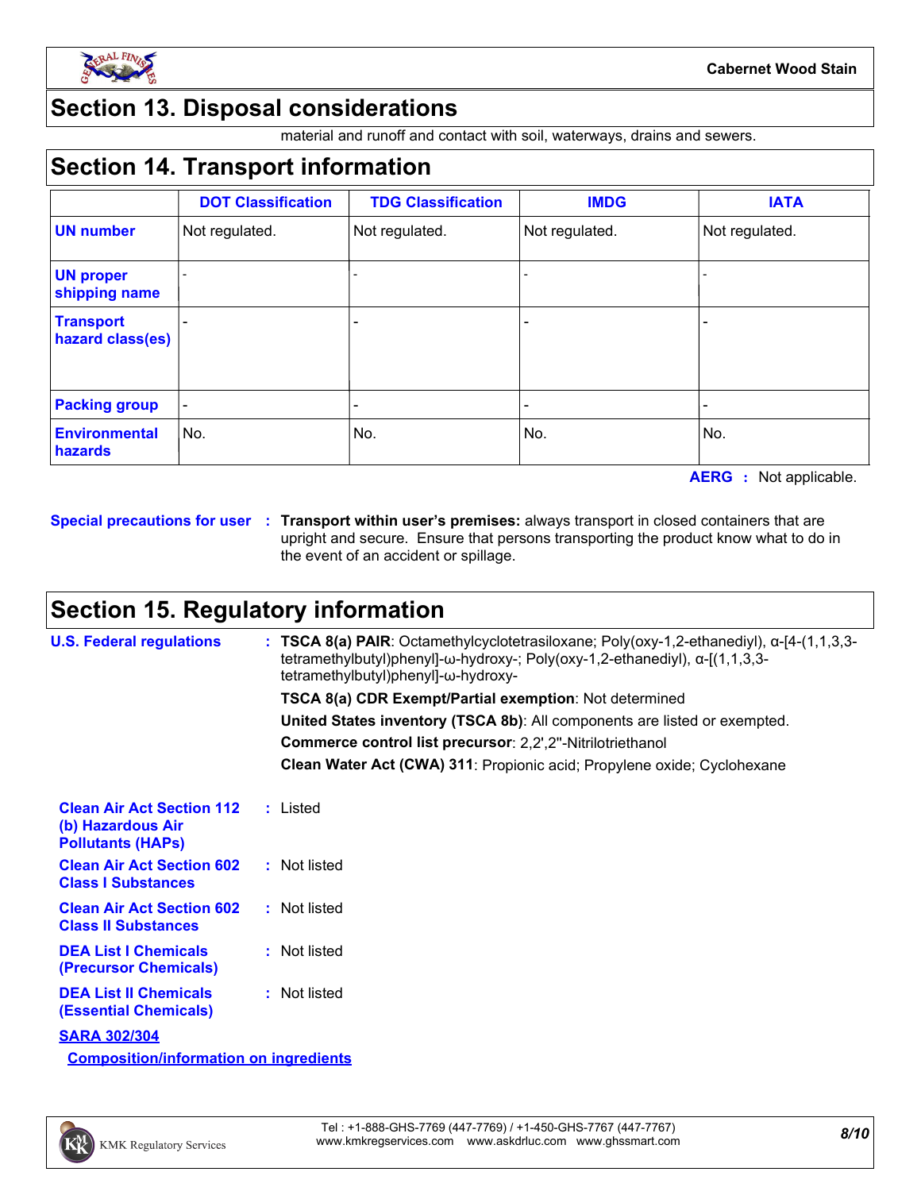## Section 13. Disposal considerations

material and runoff and contact with soil, waterways, drains and sewers.

## Section 14. Transport information

| | DOT Classification | TDG Classification | IMDG | IATA |
|---|---|---|---|---|
| UN number | Not regulated. | Not regulated. | Not regulated. | Not regulated. |
| UN proper shipping name | - | - | - | - |
| Transport hazard class(es) | - | - | - | - |
| Packing group | - | - | - | - |
| Environmental hazards | No. | No. | No. | No. |

**AERG :** Not applicable.

**Special precautions for user :** **Transport within user's premises:** always transport in closed containers that are upright and secure. Ensure that persons transporting the product know what to do in the event of an accident or spillage.

## Section 15. Regulatory information

**U.S. Federal regulations :** **TSCA 8(a) PAIR**: Octamethylcyclotetrasiloxane; Poly(oxy-1,2-ethanediyl), α-[4-(1,1,3,3-tetramethylbutyl)phenyl]-ω-hydroxy-; Poly(oxy-1,2-ethanediyl), α-[(1,1,3,3-tetramethylbutyl)phenyl]-ω-hydroxy-

**TSCA 8(a) CDR Exempt/Partial exemption**: Not determined

**United States inventory (TSCA 8b)**: All components are listed or exempted.

**Commerce control list precursor**: 2,2',2''-Nitrilotriethanol

**Clean Water Act (CWA) 311**: Propionic acid; Propylene oxide; Cyclohexane

**Clean Air Act Section 112 (b) Hazardous Air Pollutants (HAPs) :** Listed

**Clean Air Act Section 602 Class I Substances :** Not listed

**Clean Air Act Section 602 Class II Substances :** Not listed

**DEA List I Chemicals (Precursor Chemicals) :** Not listed

**DEA List II Chemicals (Essential Chemicals) :** Not listed

**SARA 302/304**

**Composition/information on ingredients**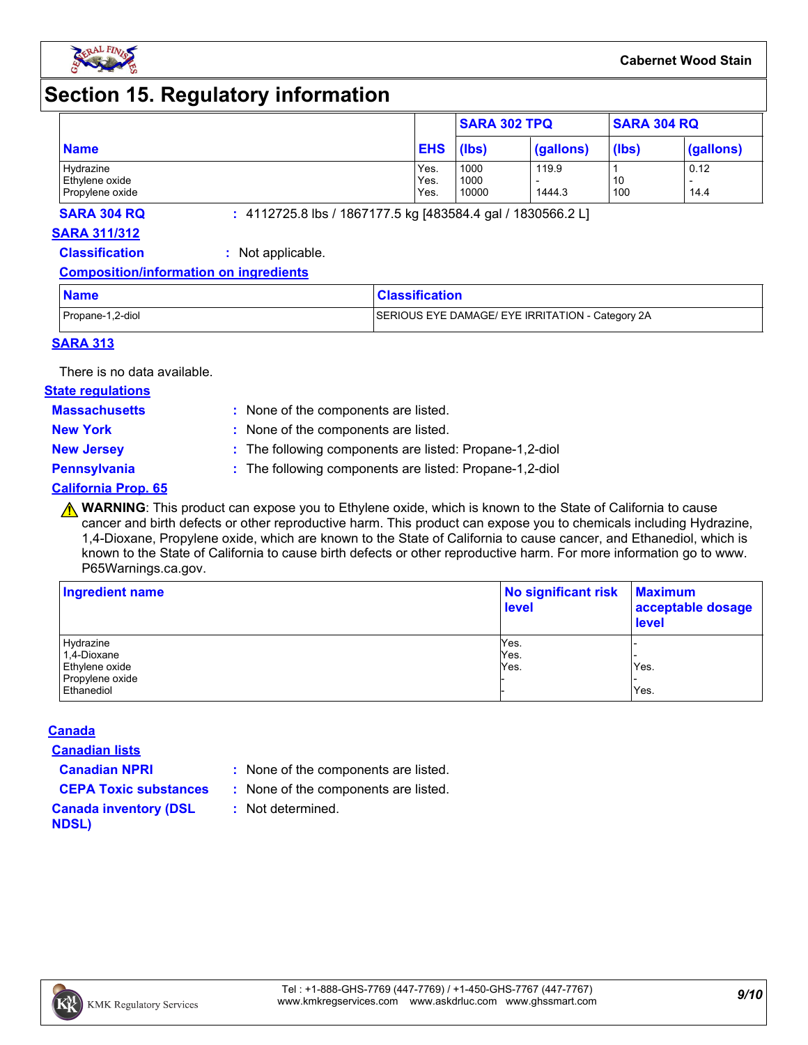# Section 15. Regulatory information

| Name | EHS | SARA 302 TPQ | | SARA 304 RQ | |
|---|---|---|---|---|---|
| | | (lbs) | (gallons) | (lbs) | (gallons) |
| Hydrazine | Yes. | 1000 | 119.9 | 1 | 0.12 |
| Ethylene oxide | Yes. | 1000 | - | 10 | - |
| Propylene oxide | Yes. | 10000 | 1444.3 | 100 | 14.4 |

**SARA 304 RQ** : 4112725.8 lbs / 1867177.5 kg [483584.4 gal / 1830566.2 L]

**SARA 311/312**

**Classification** : Not applicable.

**Composition/information on ingredients**

| Name | Classification |
|---|---|
| Propane-1,2-diol | SERIOUS EYE DAMAGE/ EYE IRRITATION - Category 2A |

**SARA 313**

There is no data available.

**State regulations**

**Massachusetts** : None of the components are listed.

**New York** : None of the components are listed.

**New Jersey** : The following components are listed: Propane-1,2-diol

**Pennsylvania** : The following components are listed: Propane-1,2-diol

**California Prop. 65**

⚠ **WARNING**: This product can expose you to Ethylene oxide, which is known to the State of California to cause cancer and birth defects or other reproductive harm. This product can expose you to chemicals including Hydrazine, 1,4-Dioxane, Propylene oxide, which are known to the State of California to cause cancer, and Ethanediol, which is known to the State of California to cause birth defects or other reproductive harm. For more information go to www. P65Warnings.ca.gov.

| Ingredient name | No significant risk level | Maximum acceptable dosage level |
|---|---|---|
| Hydrazine | Yes. | - |
| 1,4-Dioxane | Yes. | - |
| Ethylene oxide | Yes. | Yes. |
| Propylene oxide | - | - |
| Ethanediol | - | Yes. |

**Canada**

**Canadian lists**

**Canadian NPRI** : None of the components are listed.

**CEPA Toxic substances** : None of the components are listed.

**Canada inventory (DSL NDSL)** : Not determined.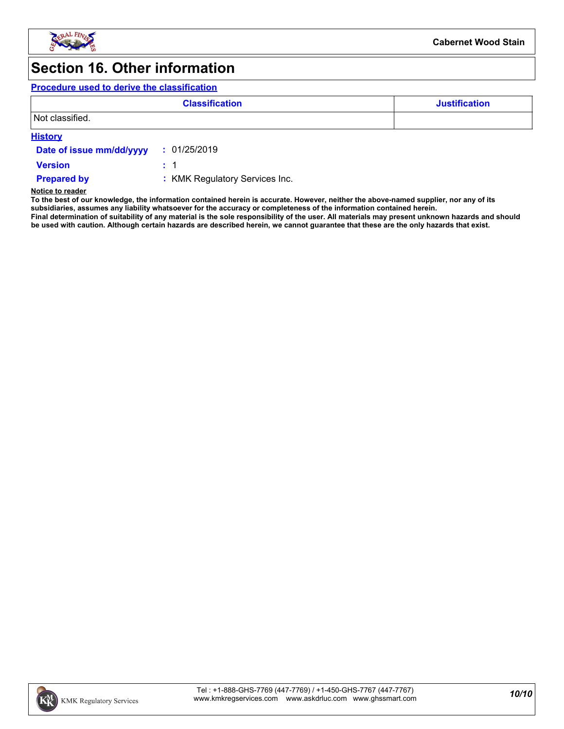# Section 16. Other information

**Procedure used to derive the classification**

| Classification | Justification |
|---|---|
| Not classified. | |

**History**

**Date of issue mm/dd/yyyy** : 01/25/2019

**Version** : 1

**Prepared by** : KMK Regulatory Services Inc.

**Notice to reader**

**To the best of our knowledge, the information contained herein is accurate. However, neither the above-named supplier, nor any of its subsidiaries, assumes any liability whatsoever for the accuracy or completeness of the information contained herein.**
**Final determination of suitability of any material is the sole responsibility of the user. All materials may present unknown hazards and should be used with caution. Although certain hazards are described herein, we cannot guarantee that these are the only hazards that exist.**